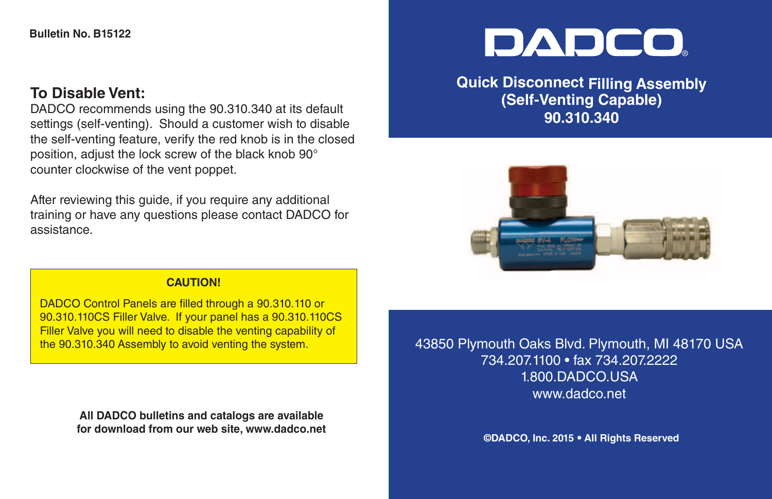Bulletin No. B15122

## To Disable Vent:

DADCO recommends using the 90.310.340 at its default settings (self-venting). Should a customer wish to disable the self-venting feature, verify the red knob is in the closed position, adjust the lock screw of the black knob 90° counter clockwise of the vent poppet.

After reviewing this guide, if you require any additional training or have any questions please contact DADCO for assistance.

**CAUTION!**

DADCO Control Panels are filled through a 90.310.110 or 90.310.110CS Filler Valve. If your panel has a 90.310.110CS Filler Valve you will need to disable the venting capability of the 90.310.340 Assembly to avoid venting the system.

**All DADCO bulletins and catalogs are available for download from our web site, www.dadco.net**

# DADCO®

## Quick Disconnect Filling Assembly (Self-Venting Capable) 90.310.340

43850 Plymouth Oaks Blvd. Plymouth, MI 48170 USA
734.207.1100 • fax 734.207.2222
1.800.DADCO.USA
www.dadco.net

**©DADCO, Inc. 2015 • All Rights Reserved**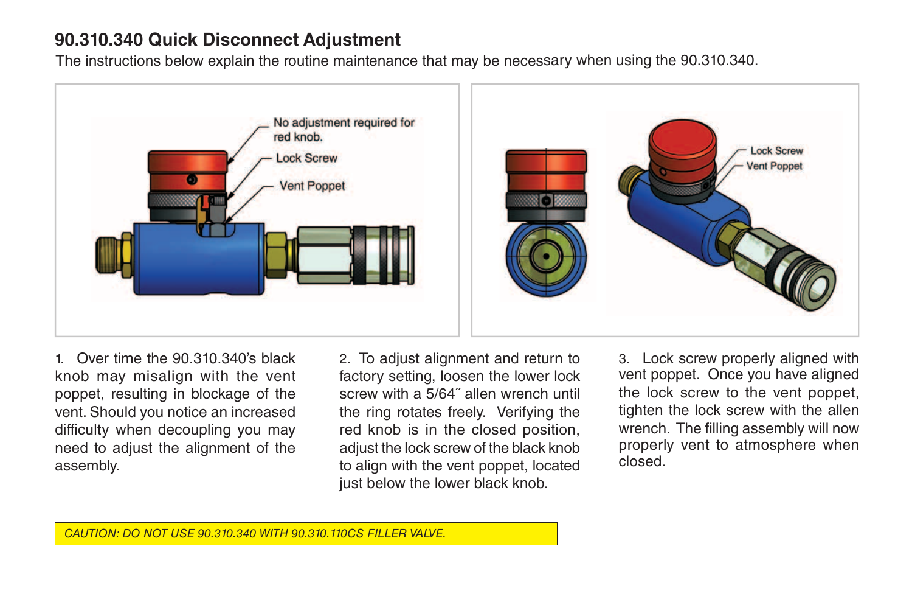## 90.310.340 Quick Disconnect Adjustment

The instructions below explain the routine maintenance that may be necessary when using the 90.310.340.

No adjustment required for red knob.

Lock Screw

Vent Poppet

Lock Screw

Vent Poppet

1. Over time the 90.310.340's black knob may misalign with the vent poppet, resulting in blockage of the vent. Should you notice an increased difficulty when decoupling you may need to adjust the alignment of the assembly.

2. To adjust alignment and return to factory setting, loosen the lower lock screw with a 5/64˝ allen wrench until the ring rotates freely. Verifying the red knob is in the closed position, adjust the lock screw of the black knob to align with the vent poppet, located just below the lower black knob.

3. Lock screw properly aligned with vent poppet. Once you have aligned the lock screw to the vent poppet, tighten the lock screw with the allen wrench. The filling assembly will now properly vent to atmosphere when closed.

*CAUTION: DO NOT USE 90.310.340 WITH 90.310.110CS FILLER VALVE.*